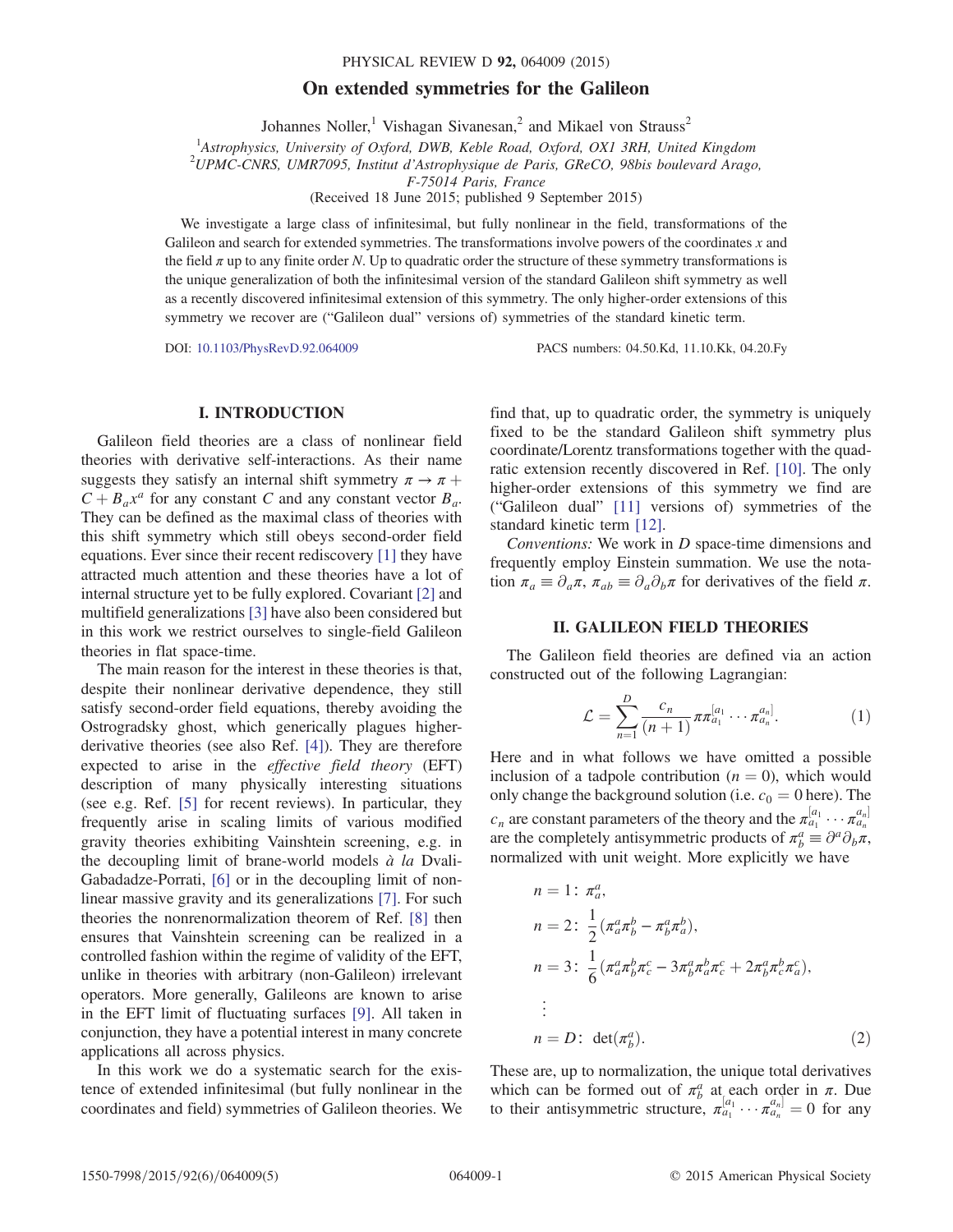# On extended symmetries for the Galileon

Johannes Noller,[1] Vishagan Sivanesan,[2] and Mikael von Strauss[2]

[1]Astrophysics, University of Oxford, DWB, Keble Road, Oxford, OX1 3RH, United Kingdom
[2]UPMC-CNRS, UMR7095, Institut d'Astrophysique de Paris, GReCO, 98bis boulevard Arago, F-75014 Paris, France

(Received 18 June 2015; published 9 September 2015)

We investigate a large class of infinitesimal, but fully nonlinear in the field, transformations of the Galileon and search for extended symmetries. The transformations involve powers of the coordinates $x$ and the field $\pi$ up to any finite order $N$. Up to quadratic order the structure of these symmetry transformations is the unique generalization of both the infinitesimal version of the standard Galileon shift symmetry as well as a recently discovered infinitesimal extension of this symmetry. The only higher-order extensions of this symmetry we recover are ("Galileon dual" versions of) symmetries of the standard kinetic term.

DOI: 10.1103/PhysRevD.92.064009 PACS numbers: 04.50.Kd, 11.10.Kk, 04.20.Fy

## I. INTRODUCTION

Galileon field theories are a class of nonlinear field theories with derivative self-interactions. As their name suggests they satisfy an internal shift symmetry $\pi \to \pi + C + B_a x^a$ for any constant $C$ and any constant vector $B_a$. They can be defined as the maximal class of theories with this shift symmetry which still obeys second-order field equations. Ever since their recent rediscovery [1] they have attracted much attention and these theories have a lot of internal structure yet to be fully explored. Covariant [2] and multifield generalizations [3] have also been considered but in this work we restrict ourselves to single-field Galileon theories in flat space-time.

The main reason for the interest in these theories is that, despite their nonlinear derivative dependence, they still satisfy second-order field equations, thereby avoiding the Ostrogradsky ghost, which generically plagues higher-derivative theories (see also Ref. [4]). They are therefore expected to arise in the *effective field theory* (EFT) description of many physically interesting situations (see e.g. Ref. [5] for recent reviews). In particular, they frequently arise in scaling limits of various modified gravity theories exhibiting Vainshtein screening, e.g. in the decoupling limit of brane-world models *à la* Dvali-Gabadadze-Porrati, [6] or in the decoupling limit of nonlinear massive gravity and its generalizations [7]. For such theories the nonrenormalization theorem of Ref. [8] then ensures that Vainshtein screening can be realized in a controlled fashion within the regime of validity of the EFT, unlike in theories with arbitrary (non-Galileon) irrelevant operators. More generally, Galileons are known to arise in the EFT limit of fluctuating surfaces [9]. All taken in conjunction, they have a potential interest in many concrete applications all across physics.

In this work we do a systematic search for the existence of extended infinitesimal (but fully nonlinear in the coordinates and field) symmetries of Galileon theories. We find that, up to quadratic order, the symmetry is uniquely fixed to be the standard Galileon shift symmetry plus coordinate/Lorentz transformations together with the quadratic extension recently discovered in Ref. [10]. The only higher-order extensions of this symmetry we find are ("Galileon dual" [11] versions of) symmetries of the standard kinetic term [12].

*Conventions:* We work in $D$ space-time dimensions and frequently employ Einstein summation. We use the notation $\pi_a \equiv \partial_a \pi$, $\pi_{ab} \equiv \partial_a \partial_b \pi$ for derivatives of the field $\pi$.

## II. GALILEON FIELD THEORIES

The Galileon field theories are defined via an action constructed out of the following Lagrangian:

$$\mathcal{L} = \sum_{n=1}^{D} \frac{c_n}{(n+1)} \pi \pi^{[a_1}_{a_1} \cdots \pi^{a_n]}_{a_n}. \tag{1}$$

Here and in what follows we have omitted a possible inclusion of a tadpole contribution ($n = 0$), which would only change the background solution (i.e. $c_0 = 0$ here). The $c_n$ are constant parameters of the theory and the $\pi^{[a_1}_{a_1} \cdots \pi^{a_n]}_{a_n}$ are the completely antisymmetric products of $\pi^a_b \equiv \partial^a \partial_b \pi$, normalized with unit weight. More explicitly we have

$$
\begin{aligned}
n = 1&: \ \pi^a_a, \\
n = 2&: \ \frac{1}{2}(\pi^a_a \pi^b_b - \pi^a_b \pi^b_a), \\
n = 3&: \ \frac{1}{6}(\pi^a_a \pi^b_b \pi^c_c - 3\pi^a_b \pi^b_a \pi^c_c + 2\pi^a_b \pi^b_c \pi^c_a), \\
&\ \ \vdots \\
n = D&: \ \det(\pi^a_b).
\end{aligned} \tag{2}
$$

These are, up to normalization, the unique total derivatives which can be formed out of $\pi^a_b$ at each order in $\pi$. Due to their antisymmetric structure, $\pi^{[a_1}_{a_1} \cdots \pi^{a_n]}_{a_n} = 0$ for any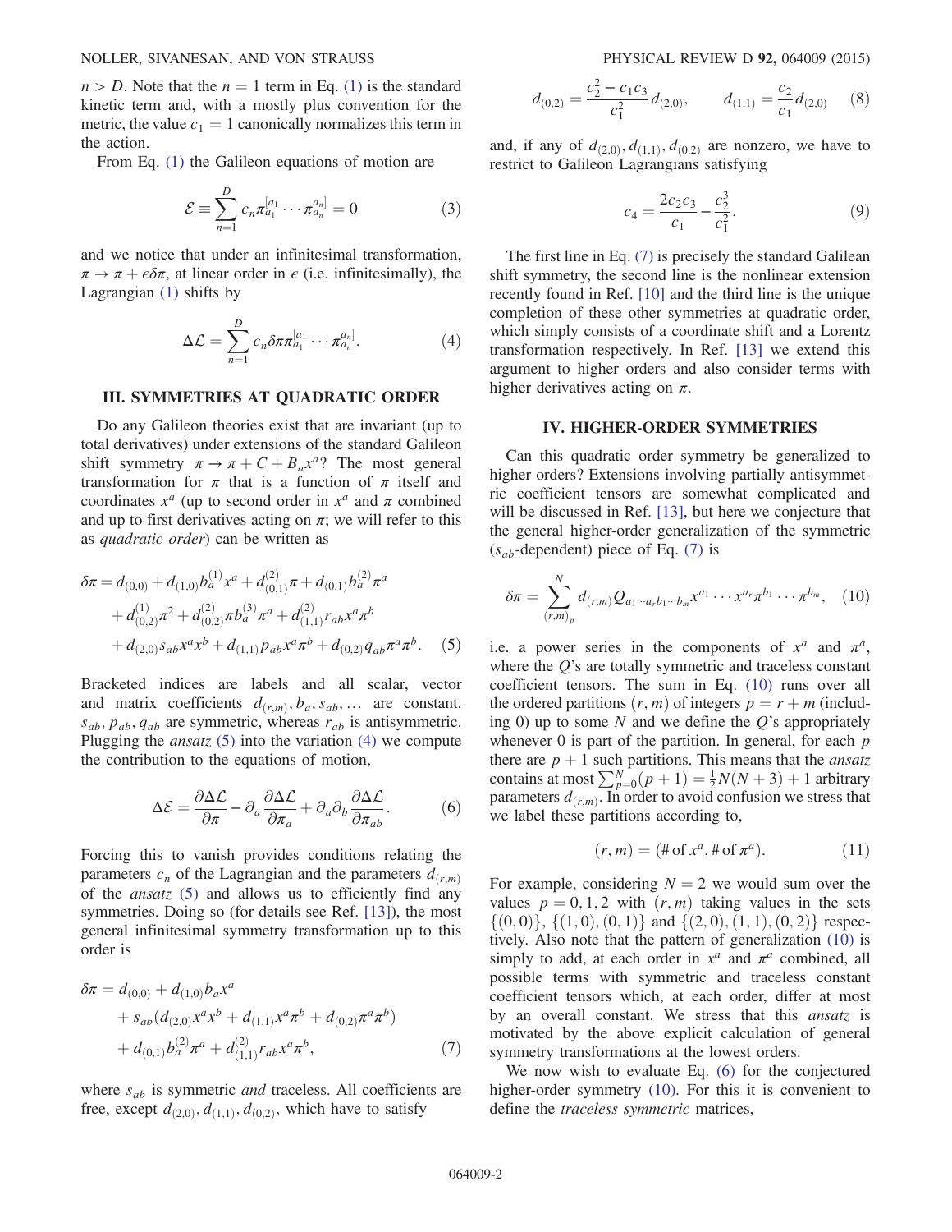$n > D$. Note that the $n = 1$ term in Eq. (1) is the standard kinetic term and, with a mostly plus convention for the metric, the value $c_1 = 1$ canonically normalizes this term in the action.

From Eq. (1) the Galileon equations of motion are

$$\mathcal{E} \equiv \sum_{n=1}^{D} c_n \pi_{a_1}^{[a_1} \cdots \pi_{a_n}^{a_n]} = 0 \tag{3}$$

and we notice that under an infinitesimal transformation, $\pi \to \pi + \epsilon \delta\pi$, at linear order in $\epsilon$ (i.e. infinitesimally), the Lagrangian (1) shifts by

$$\Delta\mathcal{L} = \sum_{n=1}^{D} c_n \delta\pi \pi_{a_1}^{[a_1} \cdots \pi_{a_n}^{a_n]}. \tag{4}$$

## III. SYMMETRIES AT QUADRATIC ORDER

Do any Galileon theories exist that are invariant (up to total derivatives) under extensions of the standard Galileon shift symmetry $\pi \to \pi + C + B_a x^a$? The most general transformation for $\pi$ that is a function of $\pi$ itself and coordinates $x^a$ (up to second order in $x^a$ and $\pi$ combined and up to first derivatives acting on $\pi$; we will refer to this as *quadratic order*) can be written as

$$\begin{aligned}
\delta\pi = &\, d_{(0,0)} + d_{(1,0)} b_a^{(1)} x^a + d_{(0,1)}^{(2)} \pi + d_{(0,1)} b_a^{(2)} \pi^a \\
&+ d_{(0,2)}^{(1)} \pi^2 + d_{(0,2)}^{(2)} \pi b_a^{(3)} \pi^a + d_{(1,1)}^{(2)} r_{ab} x^a \pi^b \\
&+ d_{(2,0)} s_{ab} x^a x^b + d_{(1,1)} p_{ab} x^a \pi^b + d_{(0,2)} q_{ab} \pi^a \pi^b.
\end{aligned} \tag{5}$$

Bracketed indices are labels and all scalar, vector and matrix coefficients $d_{(r,m)}, b_a, s_{ab}, \ldots$ are constant. $s_{ab}, p_{ab}, q_{ab}$ are symmetric, whereas $r_{ab}$ is antisymmetric. Plugging the *ansatz* (5) into the variation (4) we compute the contribution to the equations of motion,

$$\Delta\mathcal{E} = \frac{\partial \Delta\mathcal{L}}{\partial \pi} - \partial_a \frac{\partial \Delta\mathcal{L}}{\partial \pi_a} + \partial_a \partial_b \frac{\partial \Delta\mathcal{L}}{\partial \pi_{ab}}. \tag{6}$$

Forcing this to vanish provides conditions relating the parameters $c_n$ of the Lagrangian and the parameters $d_{(r,m)}$ of the *ansatz* (5) and allows us to efficiently find any symmetries. Doing so (for details see Ref. [13]), the most general infinitesimal symmetry transformation up to this order is

$$\begin{aligned}
\delta\pi = &\, d_{(0,0)} + d_{(1,0)} b_a x^a \\
&+ s_{ab}(d_{(2,0)} x^a x^b + d_{(1,1)} x^a \pi^b + d_{(0,2)} \pi^a \pi^b) \\
&+ d_{(0,1)} b_a^{(2)} \pi^a + d_{(1,1)}^{(2)} r_{ab} x^a \pi^b,
\end{aligned} \tag{7}$$

where $s_{ab}$ is symmetric *and* traceless. All coefficients are free, except $d_{(2,0)}, d_{(1,1)}, d_{(0,2)}$, which have to satisfy

$$d_{(0,2)} = \frac{c_2^2 - c_1 c_3}{c_1^2} d_{(2,0)}, \qquad d_{(1,1)} = \frac{c_2}{c_1} d_{(2,0)} \tag{8}$$

and, if any of $d_{(2,0)}, d_{(1,1)}, d_{(0,2)}$ are nonzero, we have to restrict to Galileon Lagrangians satisfying

$$c_4 = \frac{2c_2 c_3}{c_1} - \frac{c_2^3}{c_1^2}. \tag{9}$$

The first line in Eq. (7) is precisely the standard Galilean shift symmetry, the second line is the nonlinear extension recently found in Ref. [10] and the third line is the unique completion of these other symmetries at quadratic order, which simply consists of a coordinate shift and a Lorentz transformation respectively. In Ref. [13] we extend this argument to higher orders and also consider terms with higher derivatives acting on $\pi$.

## IV. HIGHER-ORDER SYMMETRIES

Can this quadratic order symmetry be generalized to higher orders? Extensions involving partially antisymmetric coefficient tensors are somewhat complicated and will be discussed in Ref. [13], but here we conjecture that the general higher-order generalization of the symmetric ($s_{ab}$-dependent) piece of Eq. (7) is

$$\delta\pi = \sum_{(r,m)_p}^{N} d_{(r,m)} Q_{a_1 \cdots a_r b_1 \cdots b_m} x^{a_1} \cdots x^{a_r} \pi^{b_1} \cdots \pi^{b_m}, \tag{10}$$

i.e. a power series in the components of $x^a$ and $\pi^a$, where the $Q$'s are totally symmetric and traceless constant coefficient tensors. The sum in Eq. (10) runs over all the ordered partitions $(r, m)$ of integers $p = r + m$ (including 0) up to some $N$ and we define the $Q$'s appropriately whenever 0 is part of the partition. In general, for each $p$ there are $p + 1$ such partitions. This means that the *ansatz* contains at most $\sum_{p=0}^{N}(p+1) = \frac{1}{2}N(N+3) + 1$ arbitrary parameters $d_{(r,m)}$. In order to avoid confusion we stress that we label these partitions according to,

$$(r, m) = (\#\,\text{of}\; x^a, \#\,\text{of}\; \pi^a). \tag{11}$$

For example, considering $N = 2$ we would sum over the values $p = 0, 1, 2$ with $(r, m)$ taking values in the sets $\{(0,0)\}$, $\{(1,0), (0,1)\}$ and $\{(2,0), (1,1), (0,2)\}$ respectively. Also note that the pattern of generalization (10) is simply to add, at each order in $x^a$ and $\pi^a$ combined, all possible terms with symmetric and traceless constant coefficient tensors which, at each order, differ at most by an overall constant. We stress that this *ansatz* is motivated by the above explicit calculation of general symmetry transformations at the lowest orders.

We now wish to evaluate Eq. (6) for the conjectured higher-order symmetry (10). For this it is convenient to define the *traceless symmetric* matrices,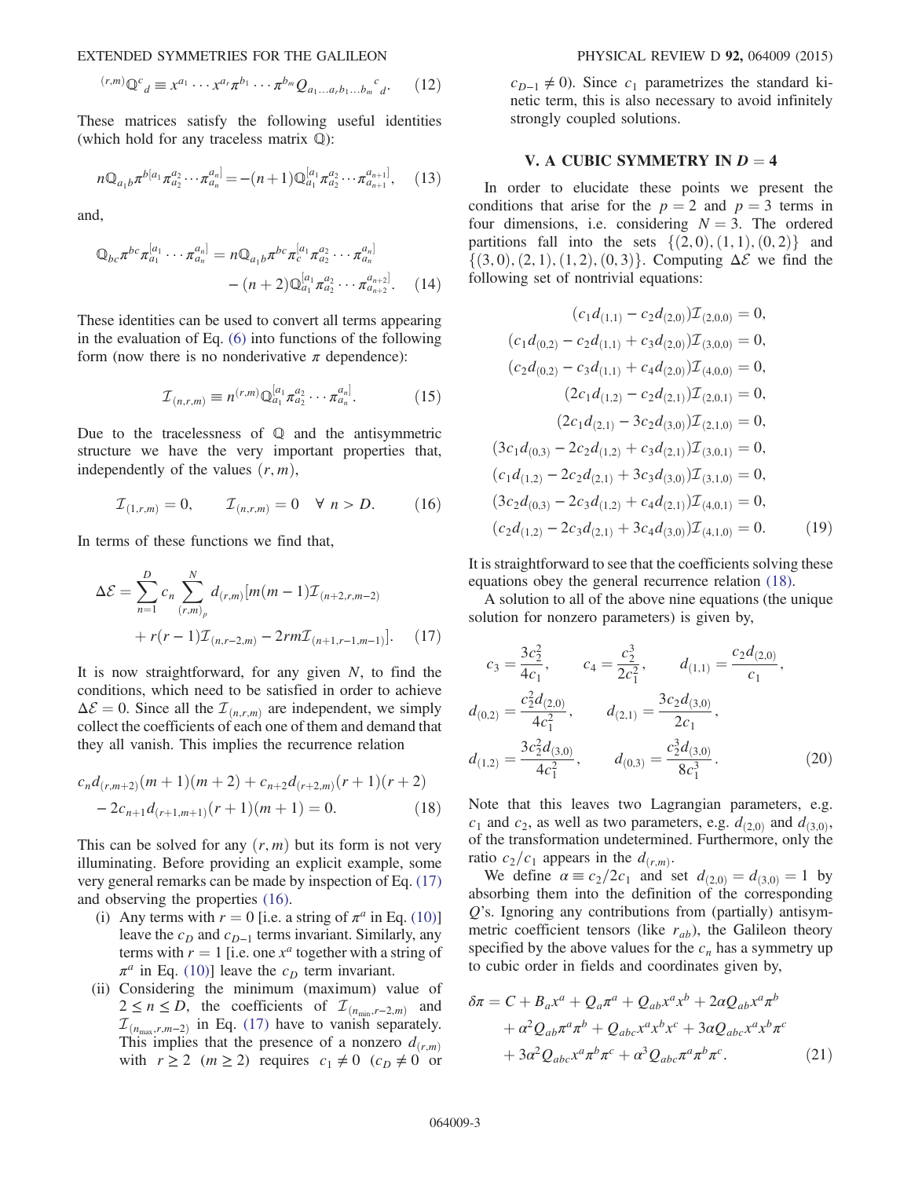$$
{}^{(r,m)}\mathbb{Q}^{c}{}_{d} \equiv x^{a_1}\cdots x^{a_r}\pi^{b_1}\cdots\pi^{b_m}Q_{a_1\ldots a_r b_1\ldots b_m}{}^{c}{}_{d}. \tag{12}
$$

These matrices satisfy the following useful identities (which hold for any traceless matrix $\mathbb{Q}$):

$$
n\mathbb{Q}_{a_1 b}\pi^{b[a_1}\pi^{a_2}_{a_2}\cdots\pi^{a_n]}_{a_n} = -(n+1)\mathbb{Q}^{[a_1}_{a_1}\pi^{a_2}_{a_2}\cdots\pi^{a_{n+1}]}_{a_{n+1}}, \tag{13}
$$

and,

$$
\mathbb{Q}_{bc}\pi^{bc}\pi^{[a_1}_{a_1}\cdots\pi^{a_n]}_{a_n} = n\mathbb{Q}_{a_1 b}\pi^{bc}\pi^{[a_1}_{c}\pi^{a_2}_{a_2}\cdots\pi^{a_n]}_{a_n} - (n+2)\mathbb{Q}^{[a_1}_{a_1}\pi^{a_2}_{a_2}\cdots\pi^{a_{n+2}]}_{a_{n+2}}. \tag{14}
$$

These identities can be used to convert all terms appearing in the evaluation of Eq. (6) into functions of the following form (now there is no nonderivative $\pi$ dependence):

$$
\mathcal{I}_{(n,r,m)} \equiv n^{(r,m)}\mathbb{Q}^{[a_1}_{a_1}\pi^{a_2}_{a_2}\cdots\pi^{a_n]}_{a_n}. \tag{15}
$$

Due to the tracelessness of $\mathbb{Q}$ and the antisymmetric structure we have the very important properties that, independently of the values $(r,m)$,

$$
\mathcal{I}_{(1,r,m)} = 0, \qquad \mathcal{I}_{(n,r,m)} = 0 \quad \forall\ n > D. \tag{16}
$$

In terms of these functions we find that,

$$
\Delta\mathcal{E} = \sum_{n=1}^{D} c_n \sum_{(r,m)_p}^{N} d_{(r,m)}[m(m-1)\mathcal{I}_{(n+2,r,m-2)} + r(r-1)\mathcal{I}_{(n,r-2,m)} - 2rm\mathcal{I}_{(n+1,r-1,m-1)}]. \tag{17}
$$

It is now straightforward, for any given $N$, to find the conditions, which need to be satisfied in order to achieve $\Delta\mathcal{E} = 0$. Since all the $\mathcal{I}_{(n,r,m)}$ are independent, we simply collect the coefficients of each one of them and demand that they all vanish. This implies the recurrence relation

$$
c_n d_{(r,m+2)}(m+1)(m+2) + c_{n+2}d_{(r+2,m)}(r+1)(r+2) - 2c_{n+1}d_{(r+1,m+1)}(r+1)(m+1) = 0. \tag{18}
$$

This can be solved for any $(r,m)$ but its form is not very illuminating. Before providing an explicit example, some very general remarks can be made by inspection of Eq. (17) and observing the properties (16).

- (i) Any terms with $r = 0$ [i.e. a string of $\pi^a$ in Eq. (10)] leave the $c_D$ and $c_{D-1}$ terms invariant. Similarly, any terms with $r = 1$ [i.e. one $x^a$ together with a string of $\pi^a$ in Eq. (10)] leave the $c_D$ term invariant.
- (ii) Considering the minimum (maximum) value of $2 \le n \le D$, the coefficients of $\mathcal{I}_{(n_{\min},r-2,m)}$ and $\mathcal{I}_{(n_{\max},r,m-2)}$ in Eq. (17) have to vanish separately. This implies that the presence of a nonzero $d_{(r,m)}$ with $r \ge 2$ $(m \ge 2)$ requires $c_1 \neq 0$ ($c_D \neq 0$ or $c_{D-1} \neq 0$). Since $c_1$ parametrizes the standard kinetic term, this is also necessary to avoid infinitely strongly coupled solutions.

## V. A CUBIC SYMMETRY IN $D = 4$

In order to elucidate these points we present the conditions that arise for the $p = 2$ and $p = 3$ terms in four dimensions, i.e. considering $N = 3$. The ordered partitions fall into the sets $\{(2,0),(1,1),(0,2)\}$ and $\{(3,0),(2,1),(1,2),(0,3)\}$. Computing $\Delta\mathcal{E}$ we find the following set of nontrivial equations:

$$
\begin{aligned}
(c_1 d_{(1,1)} - c_2 d_{(2,0)})\mathcal{I}_{(2,0,0)} &= 0,\\
(c_1 d_{(0,2)} - c_2 d_{(1,1)} + c_3 d_{(2,0)})\mathcal{I}_{(3,0,0)} &= 0,\\
(c_2 d_{(0,2)} - c_3 d_{(1,1)} + c_4 d_{(2,0)})\mathcal{I}_{(4,0,0)} &= 0,\\
(2c_1 d_{(1,2)} - c_2 d_{(2,1)})\mathcal{I}_{(2,0,1)} &= 0,\\
(2c_1 d_{(2,1)} - 3c_2 d_{(3,0)})\mathcal{I}_{(2,1,0)} &= 0,\\
(3c_1 d_{(0,3)} - 2c_2 d_{(1,2)} + c_3 d_{(2,1)})\mathcal{I}_{(3,0,1)} &= 0,\\
(c_1 d_{(1,2)} - 2c_2 d_{(2,1)} + 3c_3 d_{(3,0)})\mathcal{I}_{(3,1,0)} &= 0,\\
(3c_2 d_{(0,3)} - 2c_3 d_{(1,2)} + c_4 d_{(2,1)})\mathcal{I}_{(4,0,1)} &= 0,\\
(c_2 d_{(1,2)} - 2c_3 d_{(2,1)} + 3c_4 d_{(3,0)})\mathcal{I}_{(4,1,0)} &= 0.
\end{aligned} \tag{19}
$$

It is straightforward to see that the coefficients solving these equations obey the general recurrence relation (18).

A solution to all of the above nine equations (the unique solution for nonzero parameters) is given by,

$$
\begin{aligned}
c_3 &= \frac{3c_2^2}{4c_1}, \qquad c_4 = \frac{c_2^3}{2c_1^2}, \qquad d_{(1,1)} = \frac{c_2 d_{(2,0)}}{c_1},\\
d_{(0,2)} &= \frac{c_2^2 d_{(2,0)}}{4c_1^2}, \qquad d_{(2,1)} = \frac{3c_2 d_{(3,0)}}{2c_1},\\
d_{(1,2)} &= \frac{3c_2^2 d_{(3,0)}}{4c_1^2}, \qquad d_{(0,3)} = \frac{c_2^3 d_{(3,0)}}{8c_1^3}.
\end{aligned} \tag{20}
$$

Note that this leaves two Lagrangian parameters, e.g. $c_1$ and $c_2$, as well as two parameters, e.g. $d_{(2,0)}$ and $d_{(3,0)}$, of the transformation undetermined. Furthermore, only the ratio $c_2/c_1$ appears in the $d_{(r,m)}$.

We define $\alpha \equiv c_2/2c_1$ and set $d_{(2,0)} = d_{(3,0)} = 1$ by absorbing them into the definition of the corresponding $Q$'s. Ignoring any contributions from (partially) antisymmetric coefficient tensors (like $r_{ab}$), the Galileon theory specified by the above values for the $c_n$ has a symmetry up to cubic order in fields and coordinates given by,

$$
\begin{aligned}
\delta\pi = {}& C + B_a x^a + Q_a\pi^a + Q_{ab}x^a x^b + 2\alpha Q_{ab}x^a\pi^b\\
&+ \alpha^2 Q_{ab}\pi^a\pi^b + Q_{abc}x^a x^b x^c + 3\alpha Q_{abc}x^a x^b\pi^c\\
&+ 3\alpha^2 Q_{abc}x^a\pi^b\pi^c + \alpha^3 Q_{abc}\pi^a\pi^b\pi^c.
\end{aligned} \tag{21}
$$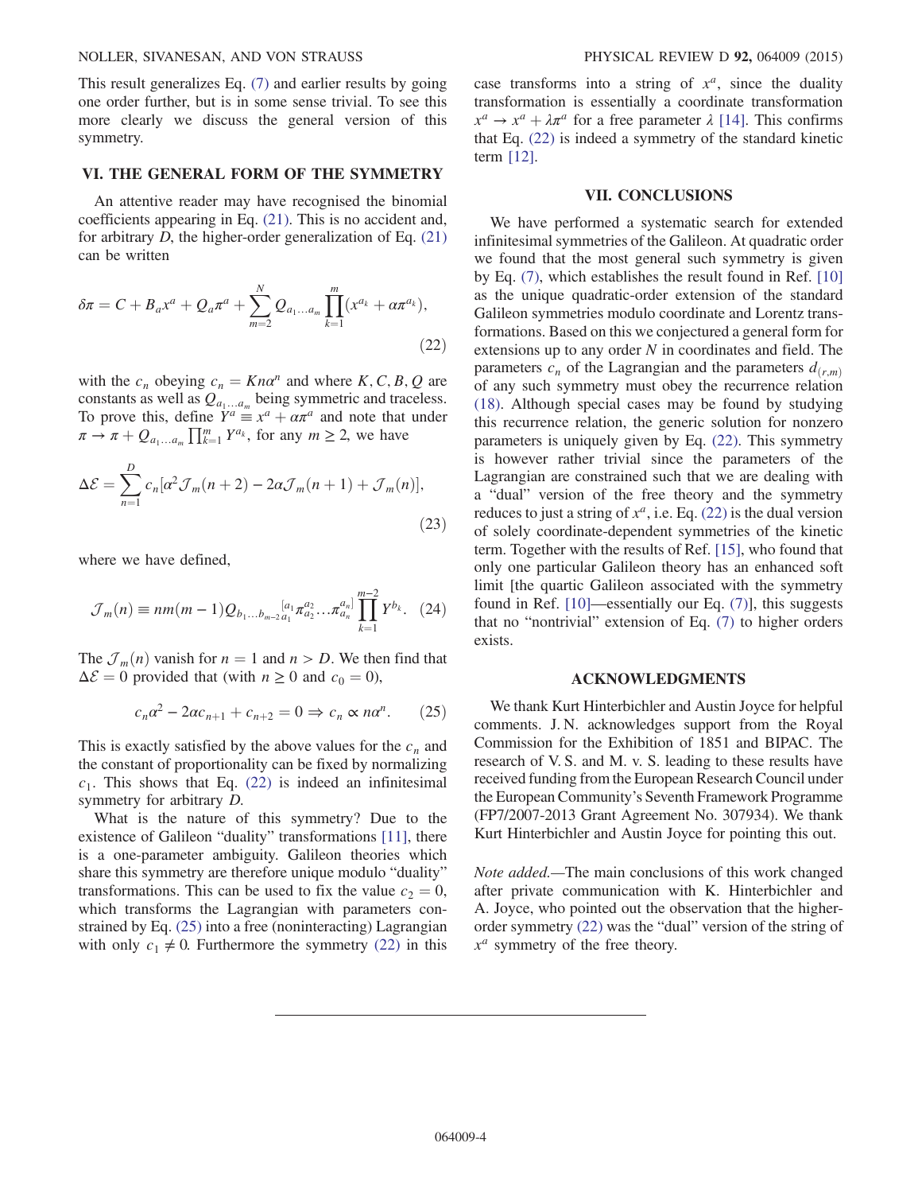This result generalizes Eq. (7) and earlier results by going one order further, but is in some sense trivial. To see this more clearly we discuss the general version of this symmetry.

## VI. THE GENERAL FORM OF THE SYMMETRY

An attentive reader may have recognised the binomial coefficients appearing in Eq. (21). This is no accident and, for arbitrary $D$, the higher-order generalization of Eq. (21) can be written

$$\delta\pi = C + B_a x^a + Q_a \pi^a + \sum_{m=2}^{N} Q_{a_1\ldots a_m} \prod_{k=1}^{m} (x^{a_k} + \alpha\pi^{a_k}), \tag{22}$$

with the $c_n$ obeying $c_n = Kn\alpha^n$ and where $K, C, B, Q$ are constants as well as $Q_{a_1\ldots a_m}$ being symmetric and traceless. To prove this, define $Y^a \equiv x^a + \alpha\pi^a$ and note that under $\pi \to \pi + Q_{a_1\ldots a_m} \prod_{k=1}^{m} Y^{a_k}$, for any $m \geq 2$, we have

$$\Delta\mathcal{E} = \sum_{n=1}^{D} c_n [\alpha^2 \mathcal{J}_m(n+2) - 2\alpha\mathcal{J}_m(n+1) + \mathcal{J}_m(n)], \tag{23}$$

where we have defined,

$$\mathcal{J}_m(n) \equiv nm(m-1) Q_{b_1\ldots b_{m-2}}{}^{[a_1}_{a_1} \pi^{a_2}_{a_2} \ldots \pi^{a_n]}_{a_n} \prod_{k=1}^{m-2} Y^{b_k}. \tag{24}$$

The $\mathcal{J}_m(n)$ vanish for $n = 1$ and $n > D$. We then find that $\Delta\mathcal{E} = 0$ provided that (with $n \geq 0$ and $c_0 = 0$),

$$c_n \alpha^2 - 2\alpha c_{n+1} + c_{n+2} = 0 \Rightarrow c_n \propto n\alpha^n. \tag{25}$$

This is exactly satisfied by the above values for the $c_n$ and the constant of proportionality can be fixed by normalizing $c_1$. This shows that Eq. (22) is indeed an infinitesimal symmetry for arbitrary $D$.

What is the nature of this symmetry? Due to the existence of Galileon "duality" transformations [11], there is a one-parameter ambiguity. Galileon theories which share this symmetry are therefore unique modulo "duality" transformations. This can be used to fix the value $c_2 = 0$, which transforms the Lagrangian with parameters constrained by Eq. (25) into a free (noninteracting) Lagrangian with only $c_1 \neq 0$. Furthermore the symmetry (22) in this case transforms into a string of $x^a$, since the duality transformation is essentially a coordinate transformation $x^a \to x^a + \lambda\pi^a$ for a free parameter $\lambda$ [14]. This confirms that Eq. (22) is indeed a symmetry of the standard kinetic term [12].

## VII. CONCLUSIONS

We have performed a systematic search for extended infinitesimal symmetries of the Galileon. At quadratic order we found that the most general such symmetry is given by Eq. (7), which establishes the result found in Ref. [10] as the unique quadratic-order extension of the standard Galileon symmetries modulo coordinate and Lorentz transformations. Based on this we conjectured a general form for extensions up to any order $N$ in coordinates and field. The parameters $c_n$ of the Lagrangian and the parameters $d_{(r,m)}$ of any such symmetry must obey the recurrence relation (18). Although special cases may be found by studying this recurrence relation, the generic solution for nonzero parameters is uniquely given by Eq. (22). This symmetry is however rather trivial since the parameters of the Lagrangian are constrained such that we are dealing with a "dual" version of the free theory and the symmetry reduces to just a string of $x^a$, i.e. Eq. (22) is the dual version of solely coordinate-dependent symmetries of the kinetic term. Together with the results of Ref. [15], who found that only one particular Galileon theory has an enhanced soft limit [the quartic Galileon associated with the symmetry found in Ref. [10]—essentially our Eq. (7)], this suggests that no "nontrivial" extension of Eq. (7) to higher orders exists.

## ACKNOWLEDGMENTS

We thank Kurt Hinterbichler and Austin Joyce for helpful comments. J. N. acknowledges support from the Royal Commission for the Exhibition of 1851 and BIPAC. The research of V. S. and M. v. S. leading to these results have received funding from the European Research Council under the European Community's Seventh Framework Programme (FP7/2007-2013 Grant Agreement No. 307934). We thank Kurt Hinterbichler and Austin Joyce for pointing this out.

*Note added.*—The main conclusions of this work changed after private communication with K. Hinterbichler and A. Joyce, who pointed out the observation that the higher-order symmetry (22) was the "dual" version of the string of $x^a$ symmetry of the free theory.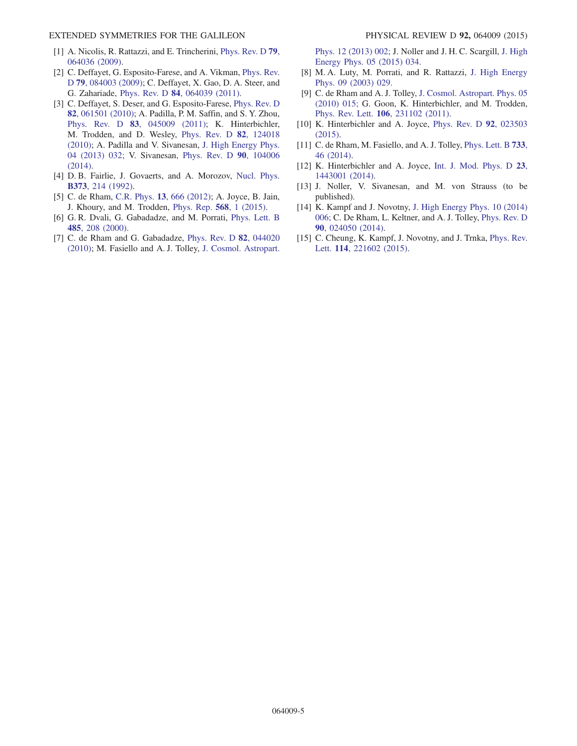[1] A. Nicolis, R. Rattazzi, and E. Trincherini, Phys. Rev. D **79**, 064036 (2009).

[2] C. Deffayet, G. Esposito-Farese, and A. Vikman, Phys. Rev. D **79**, 084003 (2009); C. Deffayet, X. Gao, D. A. Steer, and G. Zahariade, Phys. Rev. D **84**, 064039 (2011).

[3] C. Deffayet, S. Deser, and G. Esposito-Farese, Phys. Rev. D **82**, 061501 (2010); A. Padilla, P. M. Saffin, and S. Y. Zhou, Phys. Rev. D **83**, 045009 (2011); K. Hinterbichler, M. Trodden, and D. Wesley, Phys. Rev. D **82**, 124018 (2010); A. Padilla and V. Sivanesan, J. High Energy Phys. 04 (2013) 032; V. Sivanesan, Phys. Rev. D **90**, 104006 (2014).

[4] D. B. Fairlie, J. Govaerts, and A. Morozov, Nucl. Phys. **B373**, 214 (1992).

[5] C. de Rham, C.R. Phys. **13**, 666 (2012); A. Joyce, B. Jain, J. Khoury, and M. Trodden, Phys. Rep. **568**, 1 (2015).

[6] G. R. Dvali, G. Gabadadze, and M. Porrati, Phys. Lett. B **485**, 208 (2000).

[7] C. de Rham and G. Gabadadze, Phys. Rev. D **82**, 044020 (2010); M. Fasiello and A. J. Tolley, J. Cosmol. Astropart. Phys. 12 (2013) 002; J. Noller and J. H. C. Scargill, J. High Energy Phys. 05 (2015) 034.

[8] M. A. Luty, M. Porrati, and R. Rattazzi, J. High Energy Phys. 09 (2003) 029.

[9] C. de Rham and A. J. Tolley, J. Cosmol. Astropart. Phys. 05 (2010) 015; G. Goon, K. Hinterbichler, and M. Trodden, Phys. Rev. Lett. **106**, 231102 (2011).

[10] K. Hinterbichler and A. Joyce, Phys. Rev. D **92**, 023503 (2015).

[11] C. de Rham, M. Fasiello, and A. J. Tolley, Phys. Lett. B **733**, 46 (2014).

[12] K. Hinterbichler and A. Joyce, Int. J. Mod. Phys. D **23**, 1443001 (2014).

[13] J. Noller, V. Sivanesan, and M. von Strauss (to be published).

[14] K. Kampf and J. Novotny, J. High Energy Phys. 10 (2014) 006; C. De Rham, L. Keltner, and A. J. Tolley, Phys. Rev. D **90**, 024050 (2014).

[15] C. Cheung, K. Kampf, J. Novotny, and J. Trnka, Phys. Rev. Lett. **114**, 221602 (2015).